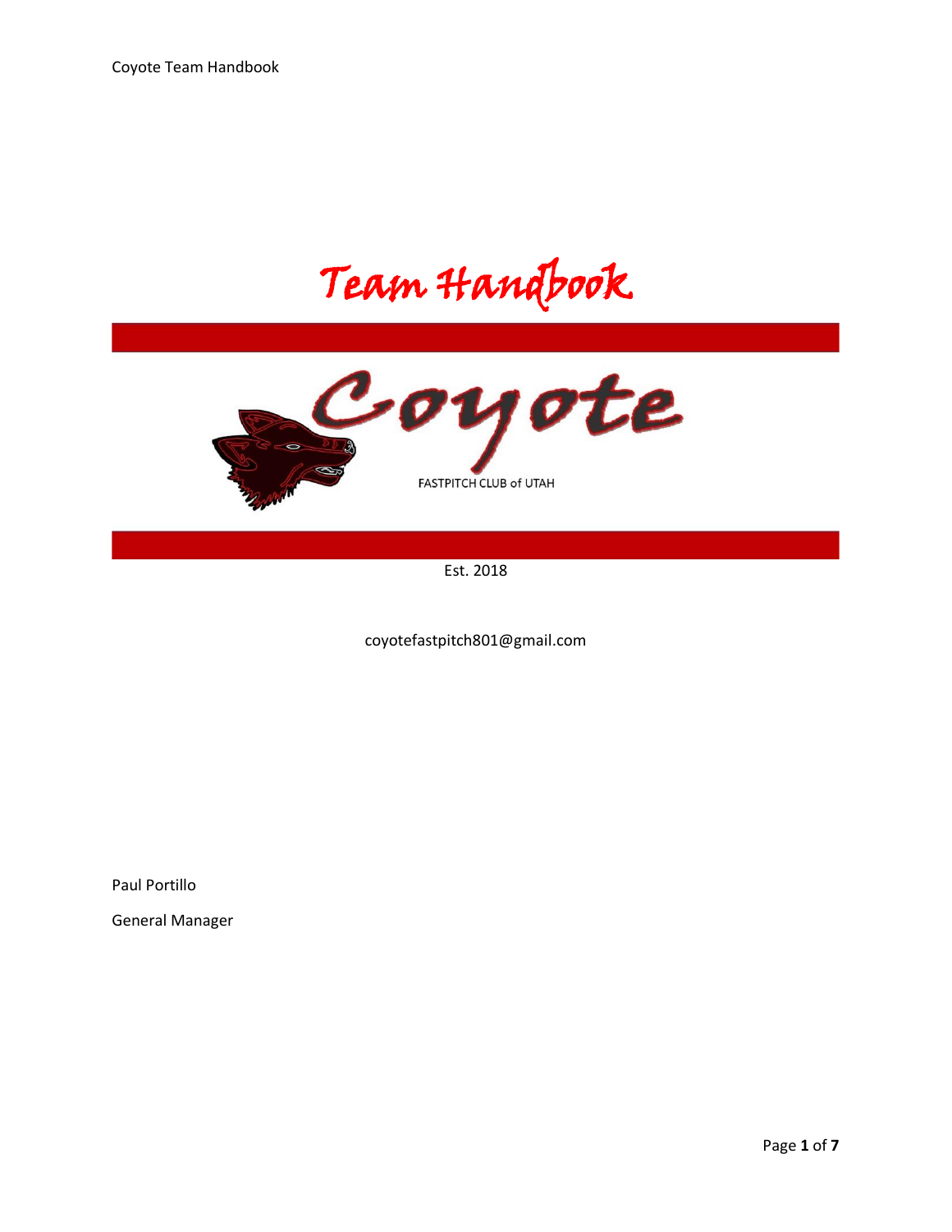# Team Handbook

# Coyote

FASTPITCH CLUB of UTAH

Est. 2018

coyotefastpitch801@gmail.com

Paul Portillo

General Manager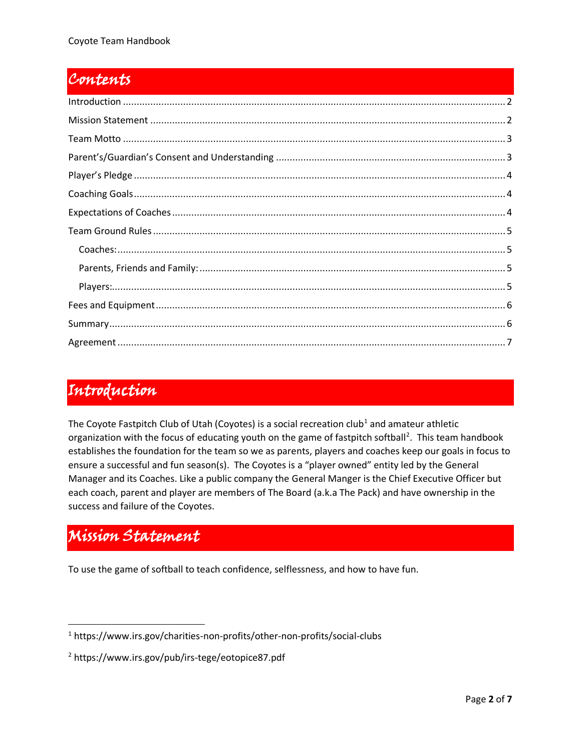## Contents

Introduction ........................................................................................................................................ 2

Mission Statement ............................................................................................................................... 2

Team Motto ........................................................................................................................................ 3

Parent's/Guardian's Consent and Understanding ................................................................................... 3

Player's Pledge .................................................................................................................................... 4

Coaching Goals .................................................................................................................................... 4

Expectations of Coaches ....................................................................................................................... 4

Team Ground Rules .............................................................................................................................. 5

- Coaches: ........................................................................................................................................ 5
- Parents, Friends and Family: ............................................................................................................ 5
- Players: .......................................................................................................................................... 5

Fees and Equipment ............................................................................................................................. 6

Summary .............................................................................................................................................. 6

Agreement ........................................................................................................................................... 7

## Introduction

The Coyote Fastpitch Club of Utah (Coyotes) is a social recreation club[1] and amateur athletic organization with the focus of educating youth on the game of fastpitch softball[2]. This team handbook establishes the foundation for the team so we as parents, players and coaches keep our goals in focus to ensure a successful and fun season(s). The Coyotes is a "player owned" entity led by the General Manager and its Coaches. Like a public company the General Manger is the Chief Executive Officer but each coach, parent and player are members of The Board (a.k.a The Pack) and have ownership in the success and failure of the Coyotes.

## Mission Statement

To use the game of softball to teach confidence, selflessness, and how to have fun.

---

[1] https://www.irs.gov/charities-non-profits/other-non-profits/social-clubs

[2] https://www.irs.gov/pub/irs-tege/eotopice87.pdf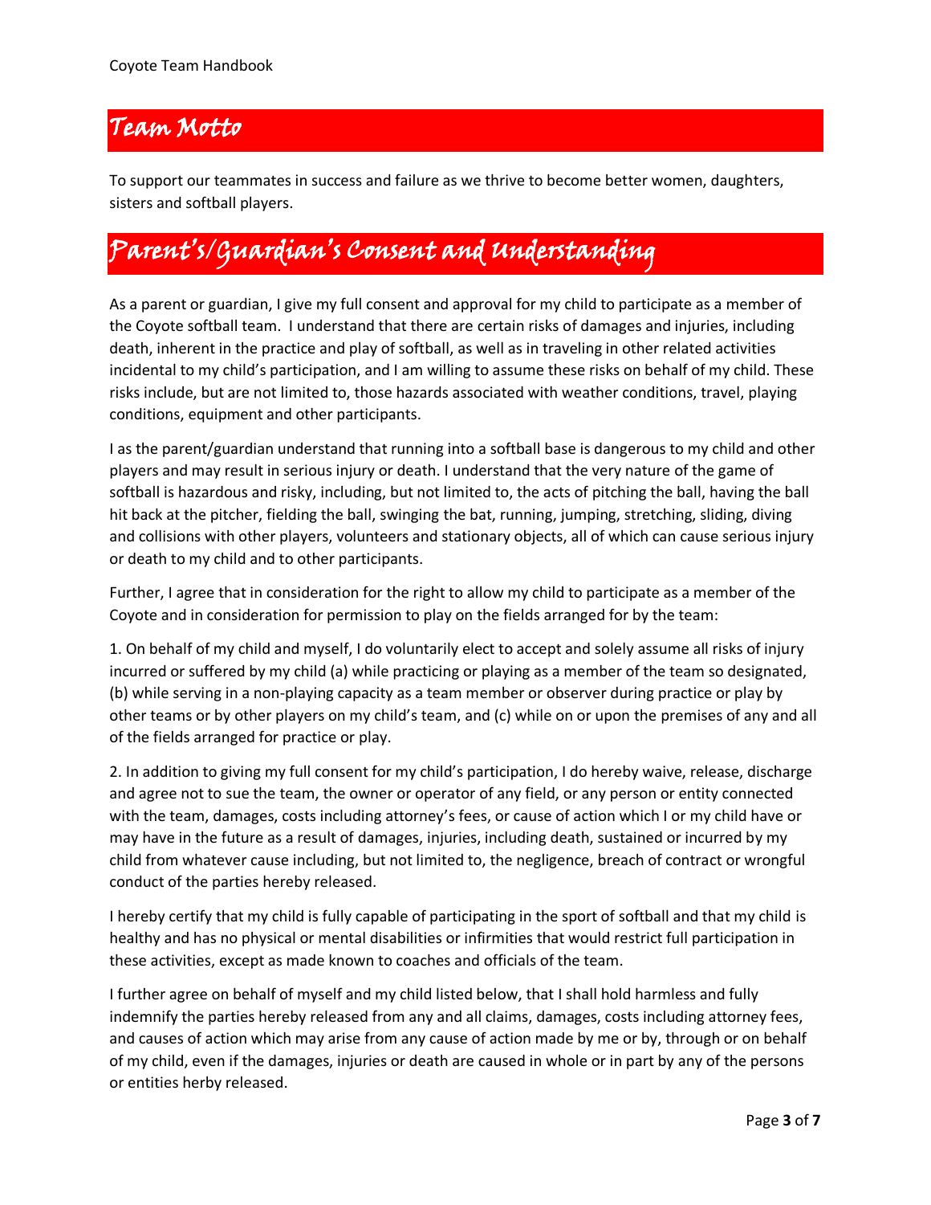## Team Motto

To support our teammates in success and failure as we thrive to become better women, daughters, sisters and softball players.

## Parent's/Guardian's Consent and Understanding

As a parent or guardian, I give my full consent and approval for my child to participate as a member of the Coyote softball team. I understand that there are certain risks of damages and injuries, including death, inherent in the practice and play of softball, as well as in traveling in other related activities incidental to my child's participation, and I am willing to assume these risks on behalf of my child. These risks include, but are not limited to, those hazards associated with weather conditions, travel, playing conditions, equipment and other participants.

I as the parent/guardian understand that running into a softball base is dangerous to my child and other players and may result in serious injury or death. I understand that the very nature of the game of softball is hazardous and risky, including, but not limited to, the acts of pitching the ball, having the ball hit back at the pitcher, fielding the ball, swinging the bat, running, jumping, stretching, sliding, diving and collisions with other players, volunteers and stationary objects, all of which can cause serious injury or death to my child and to other participants.

Further, I agree that in consideration for the right to allow my child to participate as a member of the Coyote and in consideration for permission to play on the fields arranged for by the team:

1. On behalf of my child and myself, I do voluntarily elect to accept and solely assume all risks of injury incurred or suffered by my child (a) while practicing or playing as a member of the team so designated, (b) while serving in a non-playing capacity as a team member or observer during practice or play by other teams or by other players on my child's team, and (c) while on or upon the premises of any and all of the fields arranged for practice or play.

2. In addition to giving my full consent for my child's participation, I do hereby waive, release, discharge and agree not to sue the team, the owner or operator of any field, or any person or entity connected with the team, damages, costs including attorney's fees, or cause of action which I or my child have or may have in the future as a result of damages, injuries, including death, sustained or incurred by my child from whatever cause including, but not limited to, the negligence, breach of contract or wrongful conduct of the parties hereby released.

I hereby certify that my child is fully capable of participating in the sport of softball and that my child is healthy and has no physical or mental disabilities or infirmities that would restrict full participation in these activities, except as made known to coaches and officials of the team.

I further agree on behalf of myself and my child listed below, that I shall hold harmless and fully indemnify the parties hereby released from any and all claims, damages, costs including attorney fees, and causes of action which may arise from any cause of action made by me or by, through or on behalf of my child, even if the damages, injuries or death are caused in whole or in part by any of the persons or entities herby released.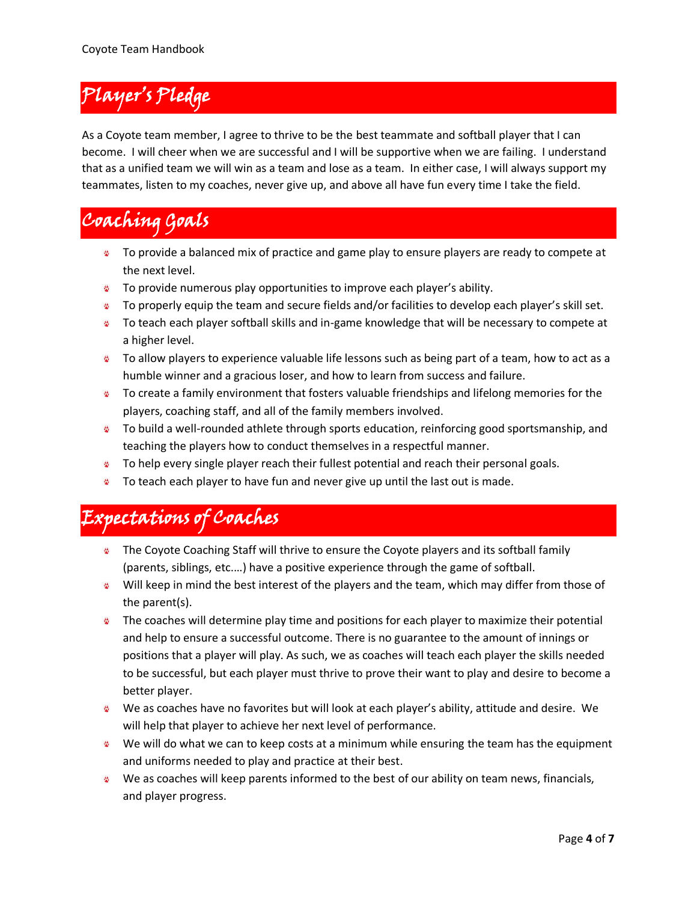## Player's Pledge

As a Coyote team member, I agree to thrive to be the best teammate and softball player that I can become. I will cheer when we are successful and I will be supportive when we are failing. I understand that as a unified team we will win as a team and lose as a team. In either case, I will always support my teammates, listen to my coaches, never give up, and above all have fun every time I take the field.

## Coaching Goals

- To provide a balanced mix of practice and game play to ensure players are ready to compete at the next level.
- To provide numerous play opportunities to improve each player's ability.
- To properly equip the team and secure fields and/or facilities to develop each player's skill set.
- To teach each player softball skills and in-game knowledge that will be necessary to compete at a higher level.
- To allow players to experience valuable life lessons such as being part of a team, how to act as a humble winner and a gracious loser, and how to learn from success and failure.
- To create a family environment that fosters valuable friendships and lifelong memories for the players, coaching staff, and all of the family members involved.
- To build a well-rounded athlete through sports education, reinforcing good sportsmanship, and teaching the players how to conduct themselves in a respectful manner.
- To help every single player reach their fullest potential and reach their personal goals.
- To teach each player to have fun and never give up until the last out is made.

## Expectations of Coaches

- The Coyote Coaching Staff will thrive to ensure the Coyote players and its softball family (parents, siblings, etc.…) have a positive experience through the game of softball.
- Will keep in mind the best interest of the players and the team, which may differ from those of the parent(s).
- The coaches will determine play time and positions for each player to maximize their potential and help to ensure a successful outcome. There is no guarantee to the amount of innings or positions that a player will play. As such, we as coaches will teach each player the skills needed to be successful, but each player must thrive to prove their want to play and desire to become a better player.
- We as coaches have no favorites but will look at each player's ability, attitude and desire. We will help that player to achieve her next level of performance.
- We will do what we can to keep costs at a minimum while ensuring the team has the equipment and uniforms needed to play and practice at their best.
- We as coaches will keep parents informed to the best of our ability on team news, financials, and player progress.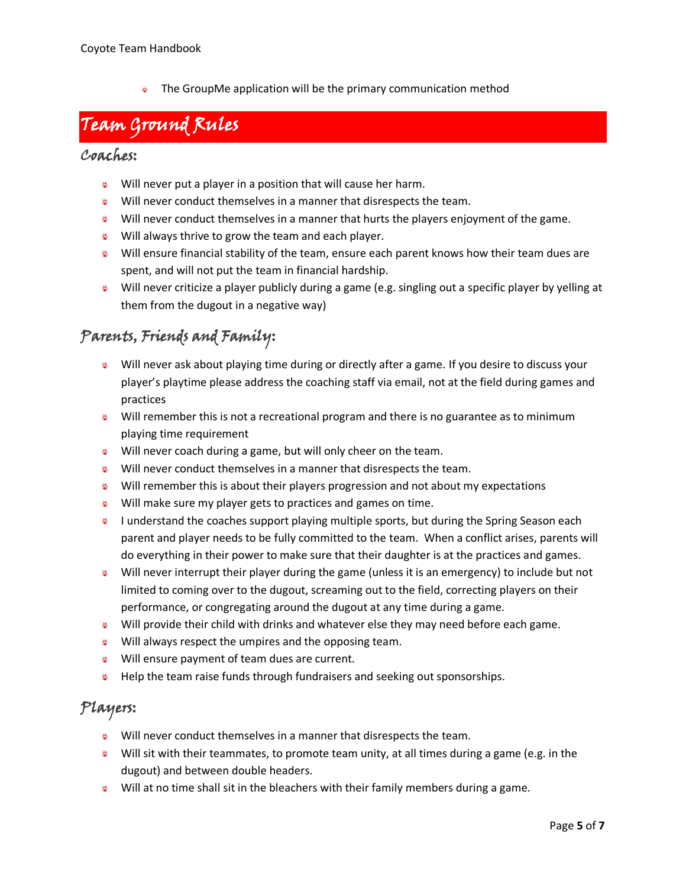- The GroupMe application will be the primary communication method

# Team Ground Rules

## Coaches:

- Will never put a player in a position that will cause her harm.
- Will never conduct themselves in a manner that disrespects the team.
- Will never conduct themselves in a manner that hurts the players enjoyment of the game.
- Will always thrive to grow the team and each player.
- Will ensure financial stability of the team, ensure each parent knows how their team dues are spent, and will not put the team in financial hardship.
- Will never criticize a player publicly during a game (e.g. singling out a specific player by yelling at them from the dugout in a negative way)

## Parents, Friends and Family:

- Will never ask about playing time during or directly after a game. If you desire to discuss your player's playtime please address the coaching staff via email, not at the field during games and practices
- Will remember this is not a recreational program and there is no guarantee as to minimum playing time requirement
- Will never coach during a game, but will only cheer on the team.
- Will never conduct themselves in a manner that disrespects the team.
- Will remember this is about their players progression and not about my expectations
- Will make sure my player gets to practices and games on time.
- I understand the coaches support playing multiple sports, but during the Spring Season each parent and player needs to be fully committed to the team. When a conflict arises, parents will do everything in their power to make sure that their daughter is at the practices and games.
- Will never interrupt their player during the game (unless it is an emergency) to include but not limited to coming over to the dugout, screaming out to the field, correcting players on their performance, or congregating around the dugout at any time during a game.
- Will provide their child with drinks and whatever else they may need before each game.
- Will always respect the umpires and the opposing team.
- Will ensure payment of team dues are current.
- Help the team raise funds through fundraisers and seeking out sponsorships.

## Players:

- Will never conduct themselves in a manner that disrespects the team.
- Will sit with their teammates, to promote team unity, at all times during a game (e.g. in the dugout) and between double headers.
- Will at no time shall sit in the bleachers with their family members during a game.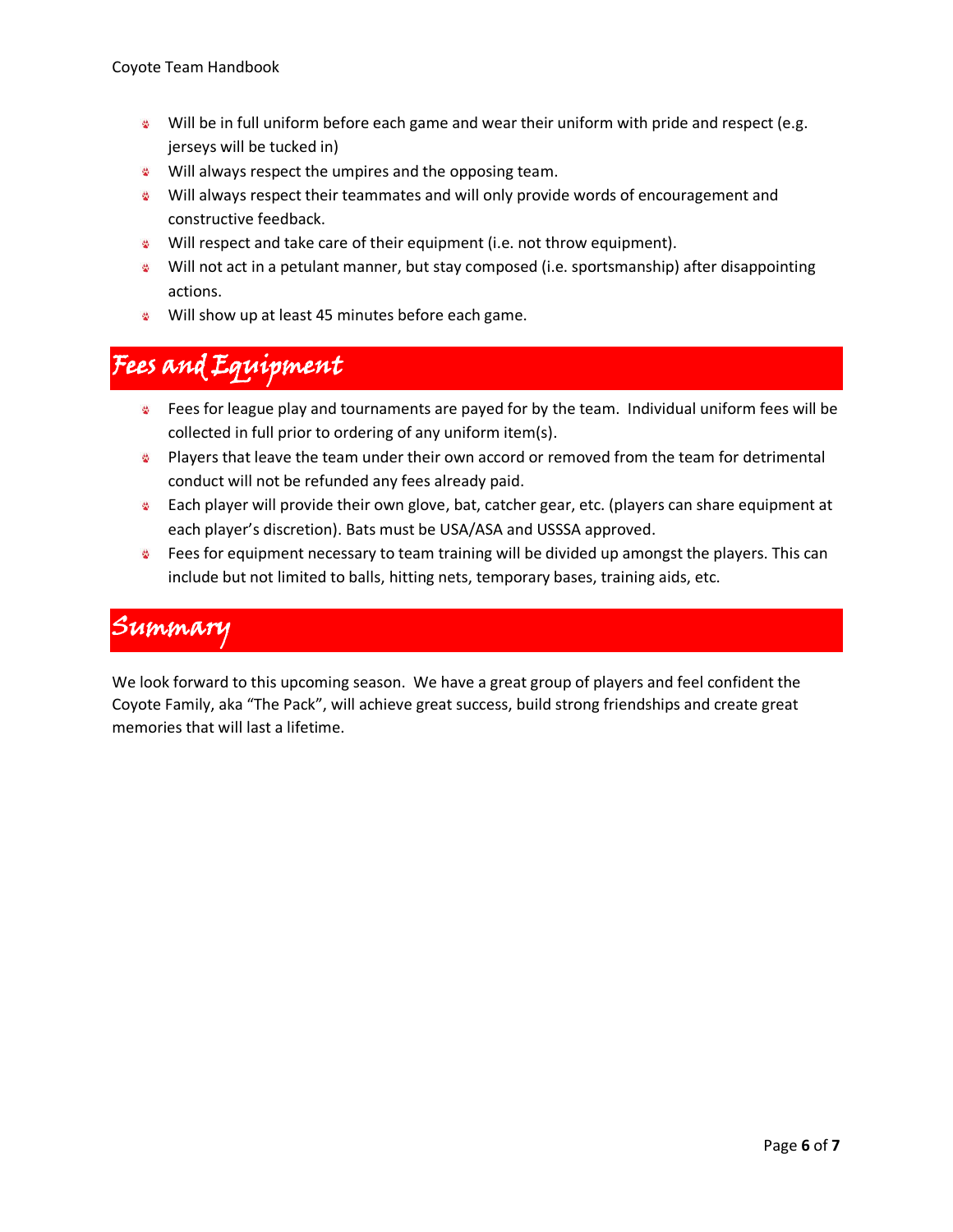- Will be in full uniform before each game and wear their uniform with pride and respect (e.g. jerseys will be tucked in)
- Will always respect the umpires and the opposing team.
- Will always respect their teammates and will only provide words of encouragement and constructive feedback.
- Will respect and take care of their equipment (i.e. not throw equipment).
- Will not act in a petulant manner, but stay composed (i.e. sportsmanship) after disappointing actions.
- Will show up at least 45 minutes before each game.

## Fees and Equipment

- Fees for league play and tournaments are payed for by the team. Individual uniform fees will be collected in full prior to ordering of any uniform item(s).
- Players that leave the team under their own accord or removed from the team for detrimental conduct will not be refunded any fees already paid.
- Each player will provide their own glove, bat, catcher gear, etc. (players can share equipment at each player's discretion). Bats must be USA/ASA and USSSA approved.
- Fees for equipment necessary to team training will be divided up amongst the players. This can include but not limited to balls, hitting nets, temporary bases, training aids, etc.

## Summary

We look forward to this upcoming season. We have a great group of players and feel confident the Coyote Family, aka "The Pack", will achieve great success, build strong friendships and create great memories that will last a lifetime.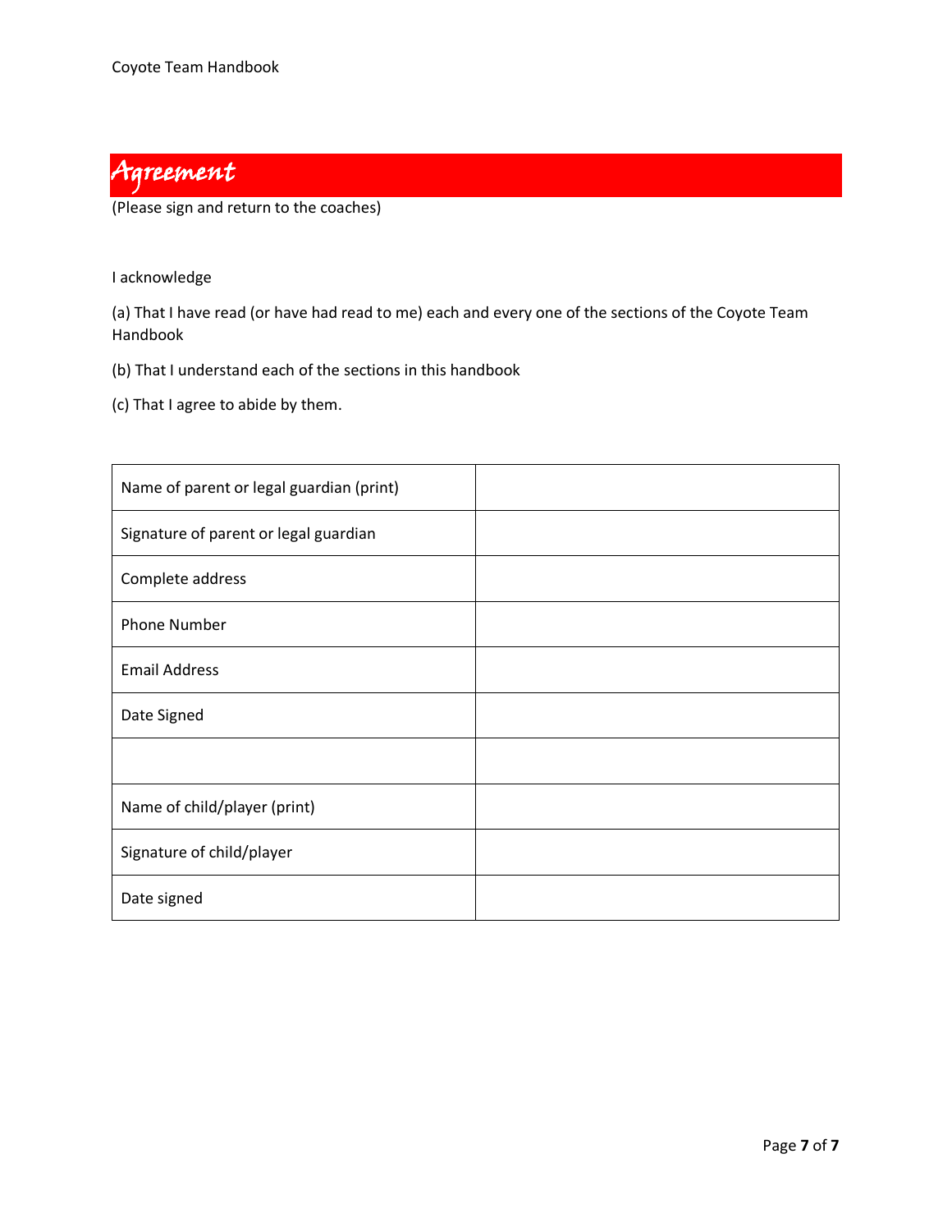# Agreement

(Please sign and return to the coaches)

I acknowledge

(a) That I have read (or have had read to me) each and every one of the sections of the Coyote Team Handbook

(b) That I understand each of the sections in this handbook

(c) That I agree to abide by them.

| | |
|---|---|
| Name of parent or legal guardian (print) | |
| Signature of parent or legal guardian | |
| Complete address | |
| Phone Number | |
| Email Address | |
| Date Signed | |
| | |
| Name of child/player (print) | |
| Signature of child/player | |
| Date signed | |